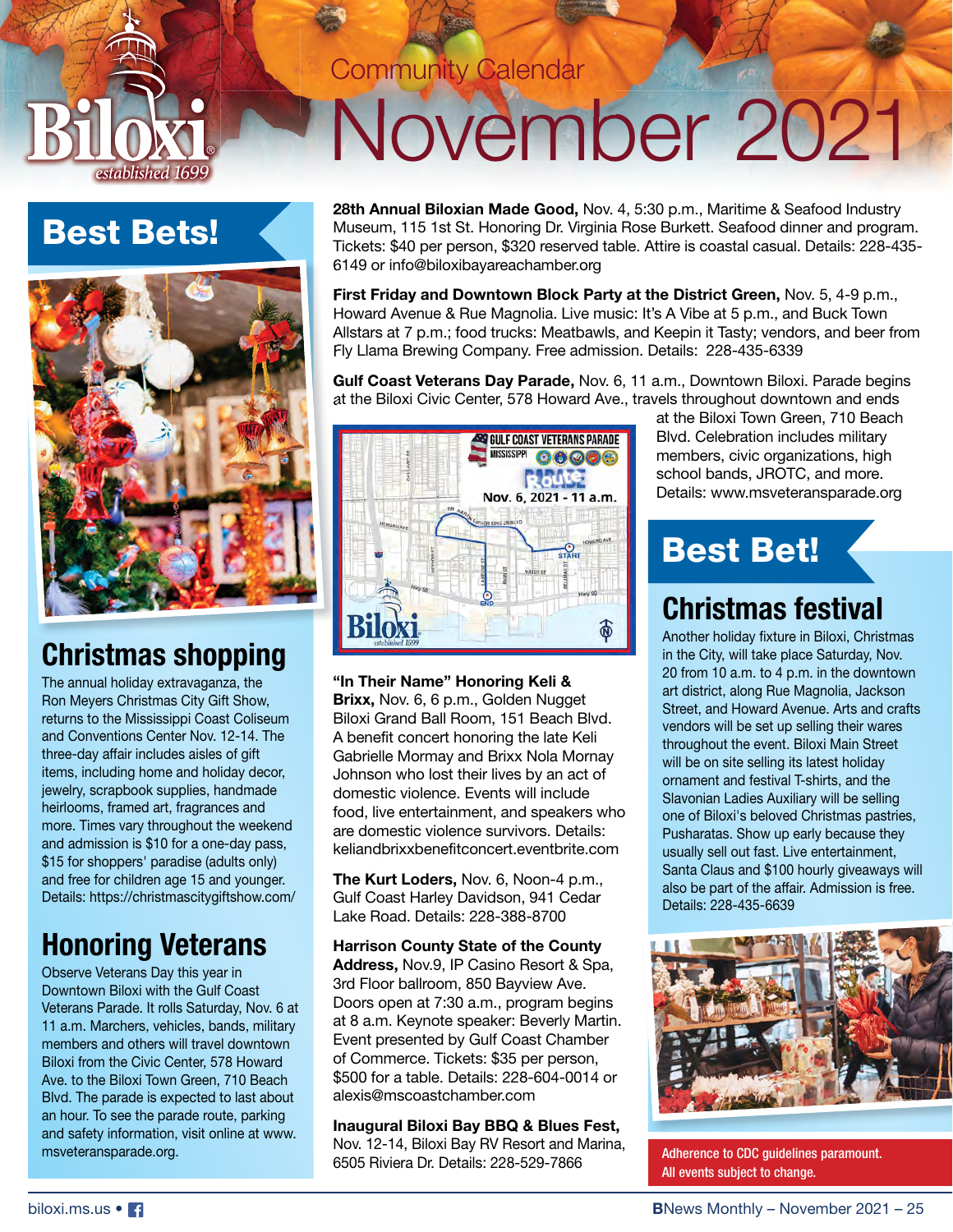# Community Calendar November 2021

## Best Bets!

### Christmas shopping

The annual holiday extravaganza, the Ron Meyers Christmas City Gift Show, returns to the Mississippi Coast Coliseum and Conventions Center Nov. 12-14. The three-day affair includes aisles of gift items, including home and holiday decor, jewelry, scrapbook supplies, handmade heirlooms, framed art, fragrances and more. Times vary throughout the weekend and admission is $10 for a one-day pass, $15 for shoppers' paradise (adults only) and free for children age 15 and younger. Details: https://christmascitygiftshow.com/

### Honoring Veterans

Observe Veterans Day this year in Downtown Biloxi with the Gulf Coast Veterans Parade. It rolls Saturday, Nov. 6 at 11 a.m. Marchers, vehicles, bands, military members and others will travel downtown Biloxi from the Civic Center, 578 Howard Ave. to the Biloxi Town Green, 710 Beach Blvd. The parade is expected to last about an hour. To see the parade route, parking and safety information, visit online at www.msveteransparade.org.

**28th Annual Biloxian Made Good,** Nov. 4, 5:30 p.m., Maritime & Seafood Industry Museum, 115 1st St. Honoring Dr. Virginia Rose Burkett. Seafood dinner and program. Tickets: $40 per person, $320 reserved table. Attire is coastal casual. Details: 228-435-6149 or info@biloxibayareachamber.org

**First Friday and Downtown Block Party at the District Green,** Nov. 5, 4-9 p.m., Howard Avenue & Rue Magnolia. Live music: It's A Vibe at 5 p.m., and Buck Town Allstars at 7 p.m.; food trucks: Meatbawls, and Keepin it Tasty; vendors, and beer from Fly Llama Brewing Company. Free admission. Details: 228-435-6339

**Gulf Coast Veterans Day Parade,** Nov. 6, 11 a.m., Downtown Biloxi. Parade begins at the Biloxi Civic Center, 578 Howard Ave., travels throughout downtown and ends at the Biloxi Town Green, 710 Beach Blvd. Celebration includes military members, civic organizations, high school bands, JROTC, and more. Details: www.msveteransparade.org

**"In Their Name" Honoring Keli & Brixx,** Nov. 6, 6 p.m., Golden Nugget Biloxi Grand Ball Room, 151 Beach Blvd. A benefit concert honoring the late Keli Gabrielle Mormay and Brixx Nola Mornay Johnson who lost their lives by an act of domestic violence. Events will include food, live entertainment, and speakers who are domestic violence survivors. Details: keliandbrixxbenefitconcert.eventbrite.com

**The Kurt Loders,** Nov. 6, Noon-4 p.m., Gulf Coast Harley Davidson, 941 Cedar Lake Road. Details: 228-388-8700

**Harrison County State of the County Address,** Nov.9, IP Casino Resort & Spa, 3rd Floor ballroom, 850 Bayview Ave. Doors open at 7:30 a.m., program begins at 8 a.m. Keynote speaker: Beverly Martin. Event presented by Gulf Coast Chamber of Commerce. Tickets: $35 per person, $500 for a table. Details: 228-604-0014 or alexis@mscoastchamber.com

**Inaugural Biloxi Bay BBQ & Blues Fest,** Nov. 12-14, Biloxi Bay RV Resort and Marina, 6505 Riviera Dr. Details: 228-529-7866

## Best Bet!

### Christmas festival

Another holiday fixture in Biloxi, Christmas in the City, will take place Saturday, Nov. 20 from 10 a.m. to 4 p.m. in the downtown art district, along Rue Magnolia, Jackson Street, and Howard Avenue. Arts and crafts vendors will be set up selling their wares throughout the event. Biloxi Main Street will be on site selling its latest holiday ornament and festival T-shirts, and the Slavonian Ladies Auxiliary will be selling one of Biloxi's beloved Christmas pastries, Pusharatas. Show up early because they usually sell out fast. Live entertainment, Santa Claus and $100 hourly giveaways will also be part of the affair. Admission is free. Details: 228-435-6639

Adherence to CDC guidelines paramount. All events subject to change.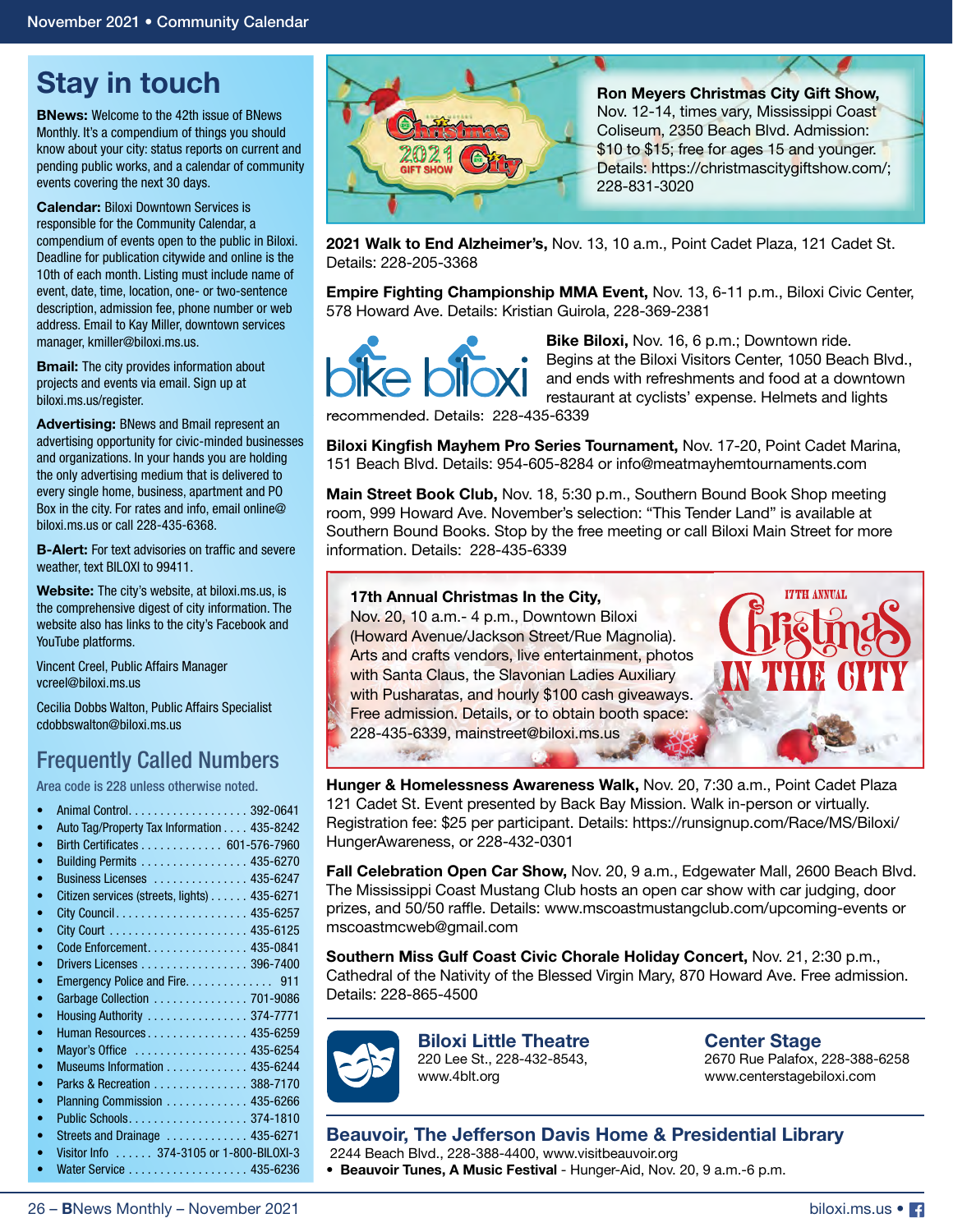## Stay in touch

**BNews:** Welcome to the 42th issue of BNews Monthly. It's a compendium of things you should know about your city: status reports on current and pending public works, and a calendar of community events covering the next 30 days.

**Calendar:** Biloxi Downtown Services is responsible for the Community Calendar, a compendium of events open to the public in Biloxi. Deadline for publication citywide and online is the 10th of each month. Listing must include name of event, date, time, location, one- or two-sentence description, admission fee, phone number or web address. Email to Kay Miller, downtown services manager, kmiller@biloxi.ms.us.

**Bmail:** The city provides information about projects and events via email. Sign up at biloxi.ms.us/register.

**Advertising:** BNews and Bmail represent an advertising opportunity for civic-minded businesses and organizations. In your hands you are holding the only advertising medium that is delivered to every single home, business, apartment and PO Box in the city. For rates and info, email online@biloxi.ms.us or call 228-435-6368.

**B-Alert:** For text advisories on traffic and severe weather, text BILOXI to 99411.

**Website:** The city's website, at biloxi.ms.us, is the comprehensive digest of city information. The website also has links to the city's Facebook and YouTube platforms.

Vincent Creel, Public Affairs Manager
vcreel@biloxi.ms.us

Cecilia Dobbs Walton, Public Affairs Specialist
cdobbswalton@biloxi.ms.us

## Frequently Called Numbers

Area code is 228 unless otherwise noted.

- Animal Control. . . . . . . . . . . . . . . . . . 392-0641
- Auto Tag/Property Tax Information . . . . 435-8242
- Birth Certificates . . . . . . . . . . . . . 601-576-7960
- Building Permits . . . . . . . . . . . . . . . . 435-6270
- Business Licenses . . . . . . . . . . . . . . . 435-6247
- Citizen services (streets, lights) . . . . . . 435-6271
- City Council. . . . . . . . . . . . . . . . . . . . 435-6257
- City Court . . . . . . . . . . . . . . . . . . . . . 435-6125
- Code Enforcement. . . . . . . . . . . . . . . 435-0841
- Drivers Licenses . . . . . . . . . . . . . . . . 396-7400
- Emergency Police and Fire. . . . . . . . . . . . . 911
- Garbage Collection . . . . . . . . . . . . . . 701-9086
- Housing Authority . . . . . . . . . . . . . . . 374-7771
- Human Resources . . . . . . . . . . . . . . . 435-6259
- Mayor's Office . . . . . . . . . . . . . . . . . 435-6254
- Museums Information . . . . . . . . . . . . 435-6244
- Parks & Recreation . . . . . . . . . . . . . . 388-7170
- Planning Commission . . . . . . . . . . . . 435-6266
- Public Schools. . . . . . . . . . . . . . . . . . 374-1810
- Streets and Drainage . . . . . . . . . . . . 435-6271
- Visitor Info . . . . . . 374-3105 or 1-800-BILOXI-3
- Water Service . . . . . . . . . . . . . . . . . . 435-6236

**Ron Meyers Christmas City Gift Show,** Nov. 12-14, times vary, Mississippi Coast Coliseum, 2350 Beach Blvd. Admission: $10 to $15; free for ages 15 and younger. Details: https://christmascitygiftshow.com/; 228-831-3020

**2021 Walk to End Alzheimer's,** Nov. 13, 10 a.m., Point Cadet Plaza, 121 Cadet St. Details: 228-205-3368

**Empire Fighting Championship MMA Event,** Nov. 13, 6-11 p.m., Biloxi Civic Center, 578 Howard Ave. Details: Kristian Guirola, 228-369-2381

**Bike Biloxi,** Nov. 16, 6 p.m.; Downtown ride. Begins at the Biloxi Visitors Center, 1050 Beach Blvd., and ends with refreshments and food at a downtown restaurant at cyclists' expense. Helmets and lights recommended. Details: 228-435-6339

**Biloxi Kingfish Mayhem Pro Series Tournament,** Nov. 17-20, Point Cadet Marina, 151 Beach Blvd. Details: 954-605-8284 or info@meatmayhemtournaments.com

**Main Street Book Club,** Nov. 18, 5:30 p.m., Southern Bound Book Shop meeting room, 999 Howard Ave. November's selection: "This Tender Land" is available at Southern Bound Books. Stop by the free meeting or call Biloxi Main Street for more information. Details: 228-435-6339

**17th Annual Christmas In the City,**
Nov. 20, 10 a.m.- 4 p.m., Downtown Biloxi (Howard Avenue/Jackson Street/Rue Magnolia). Arts and crafts vendors, live entertainment, photos with Santa Claus, the Slavonian Ladies Auxiliary with Pusharatas, and hourly $100 cash giveaways. Free admission. Details, or to obtain booth space: 228-435-6339, mainstreet@biloxi.ms.us

**Hunger & Homelessness Awareness Walk,** Nov. 20, 7:30 a.m., Point Cadet Plaza 121 Cadet St. Event presented by Back Bay Mission. Walk in-person or virtually. Registration fee: $25 per participant. Details: https://runsignup.com/Race/MS/Biloxi/HungerAwareness, or 228-432-0301

**Fall Celebration Open Car Show,** Nov. 20, 9 a.m., Edgewater Mall, 2600 Beach Blvd. The Mississippi Coast Mustang Club hosts an open car show with car judging, door prizes, and 50/50 raffle. Details: www.mscoastmustangclub.com/upcoming-events or mscoastmcweb@gmail.com

**Southern Miss Gulf Coast Civic Chorale Holiday Concert,** Nov. 21, 2:30 p.m., Cathedral of the Nativity of the Blessed Virgin Mary, 870 Howard Ave. Free admission. Details: 228-865-4500

### Biloxi Little Theatre
220 Lee St., 228-432-8543, www.4blt.org

### Center Stage
2670 Rue Palafox, 228-388-6258
www.centerstagebiloxi.com

### Beauvoir, The Jefferson Davis Home & Presidential Library
2244 Beach Blvd., 228-388-4400, www.visitbeauvoir.org

- **Beauvoir Tunes, A Music Festival** - Hunger-Aid, Nov. 20, 9 a.m.-6 p.m.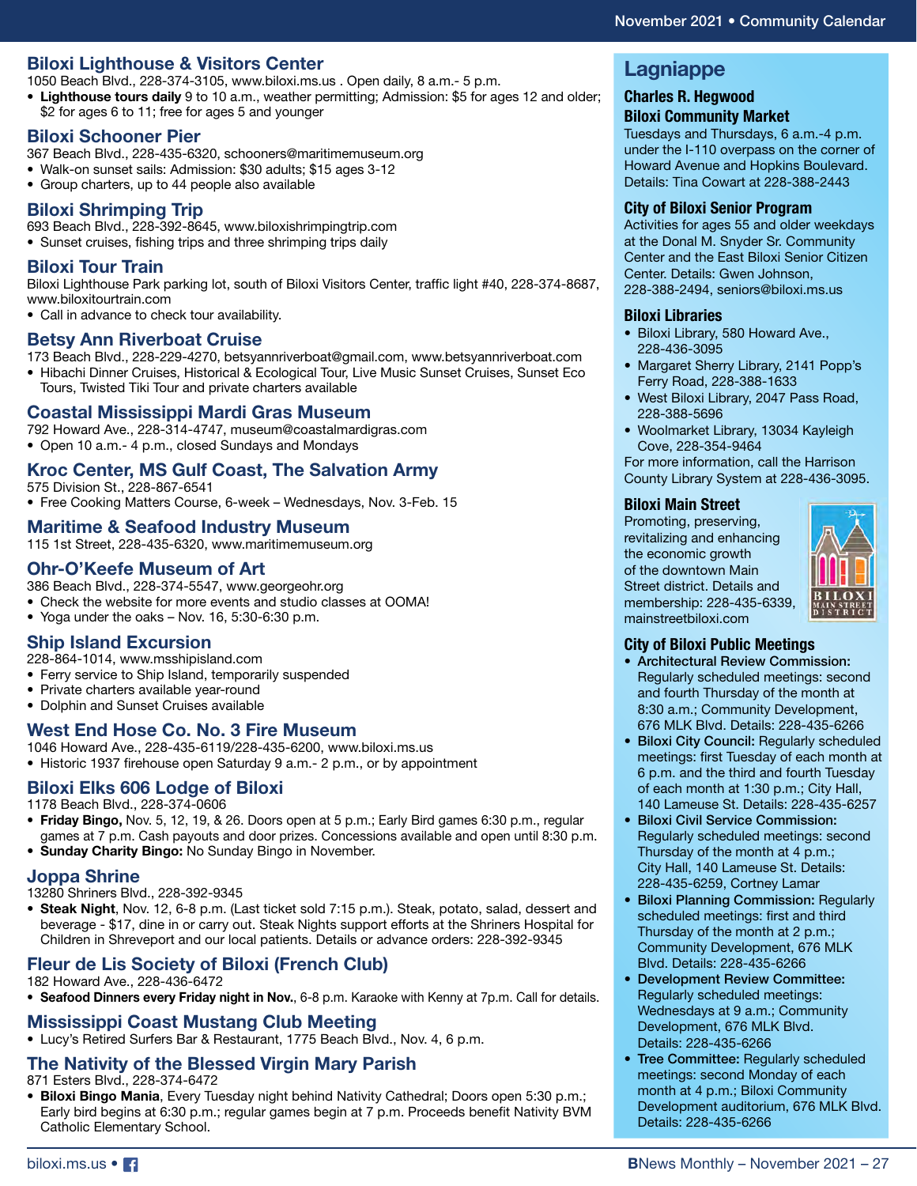## Biloxi Lighthouse & Visitors Center

1050 Beach Blvd., 228-374-3105, www.biloxi.ms.us . Open daily, 8 a.m.- 5 p.m.

- **Lighthouse tours daily** 9 to 10 a.m., weather permitting; Admission: $5 for ages 12 and older; $2 for ages 6 to 11; free for ages 5 and younger

## Biloxi Schooner Pier

367 Beach Blvd., 228-435-6320, schooners@maritimemuseum.org

- Walk-on sunset sails: Admission: $30 adults; $15 ages 3-12
- Group charters, up to 44 people also available

## Biloxi Shrimping Trip

693 Beach Blvd., 228-392-8645, www.biloxishrimpingtrip.com

- Sunset cruises, fishing trips and three shrimping trips daily

## Biloxi Tour Train

Biloxi Lighthouse Park parking lot, south of Biloxi Visitors Center, traffic light #40, 228-374-8687, www.biloxitourtrain.com

- Call in advance to check tour availability.

## Betsy Ann Riverboat Cruise

173 Beach Blvd., 228-229-4270, betsyannriverboat@gmail.com, www.betsyannriverboat.com

- Hibachi Dinner Cruises, Historical & Ecological Tour, Live Music Sunset Cruises, Sunset Eco Tours, Twisted Tiki Tour and private charters available

## Coastal Mississippi Mardi Gras Museum

792 Howard Ave., 228-314-4747, museum@coastalmardigras.com

- Open 10 a.m.- 4 p.m., closed Sundays and Mondays

## Kroc Center, MS Gulf Coast, The Salvation Army

575 Division St., 228-867-6541

- Free Cooking Matters Course, 6-week – Wednesdays, Nov. 3-Feb. 15

## Maritime & Seafood Industry Museum

115 1st Street, 228-435-6320, www.maritimemuseum.org

## Ohr-O'Keefe Museum of Art

386 Beach Blvd., 228-374-5547, www.georgeohr.org

- Check the website for more events and studio classes at OOMA!
- Yoga under the oaks – Nov. 16, 5:30-6:30 p.m.

## Ship Island Excursion

228-864-1014, www.msshipisland.com

- Ferry service to Ship Island, temporarily suspended
- Private charters available year-round
- Dolphin and Sunset Cruises available

## West End Hose Co. No. 3 Fire Museum

1046 Howard Ave., 228-435-6119/228-435-6200, www.biloxi.ms.us

- Historic 1937 firehouse open Saturday 9 a.m.- 2 p.m., or by appointment

## Biloxi Elks 606 Lodge of Biloxi

1178 Beach Blvd., 228-374-0606

- **Friday Bingo,** Nov. 5, 12, 19, & 26. Doors open at 5 p.m.; Early Bird games 6:30 p.m., regular games at 7 p.m. Cash payouts and door prizes. Concessions available and open until 8:30 p.m.
- **Sunday Charity Bingo:** No Sunday Bingo in November.

## Joppa Shrine

13280 Shriners Blvd., 228-392-9345

- **Steak Night**, Nov. 12, 6-8 p.m. (Last ticket sold 7:15 p.m.). Steak, potato, salad, dessert and beverage - $17, dine in or carry out. Steak Nights support efforts at the Shriners Hospital for Children in Shreveport and our local patients. Details or advance orders: 228-392-9345

## Fleur de Lis Society of Biloxi (French Club)

182 Howard Ave., 228-436-6472

- **Seafood Dinners every Friday night in Nov.**, 6-8 p.m. Karaoke with Kenny at 7p.m. Call for details.

## Mississippi Coast Mustang Club Meeting

- Lucy's Retired Surfers Bar & Restaurant, 1775 Beach Blvd., Nov. 4, 6 p.m.

## The Nativity of the Blessed Virgin Mary Parish

871 Esters Blvd., 228-374-6472

- **Biloxi Bingo Mania**, Every Tuesday night behind Nativity Cathedral; Doors open 5:30 p.m.; Early bird begins at 6:30 p.m.; regular games begin at 7 p.m. Proceeds benefit Nativity BVM Catholic Elementary School.

# Lagniappe

### Charles R. Hegwood Biloxi Community Market

Tuesdays and Thursdays, 6 a.m.-4 p.m. under the I-110 overpass on the corner of Howard Avenue and Hopkins Boulevard. Details: Tina Cowart at 228-388-2443

### City of Biloxi Senior Program

Activities for ages 55 and older weekdays at the Donal M. Snyder Sr. Community Center and the East Biloxi Senior Citizen Center. Details: Gwen Johnson, 228-388-2494, seniors@biloxi.ms.us

### Biloxi Libraries

- Biloxi Library, 580 Howard Ave., 228-436-3095
- Margaret Sherry Library, 2141 Popp's Ferry Road, 228-388-1633
- West Biloxi Library, 2047 Pass Road, 228-388-5696
- Woolmarket Library, 13034 Kayleigh Cove, 228-354-9464

For more information, call the Harrison County Library System at 228-436-3095.

### Biloxi Main Street

Promoting, preserving, revitalizing and enhancing the economic growth of the downtown Main Street district. Details and membership: 228-435-6339, mainstreetbiloxi.com

### City of Biloxi Public Meetings

- **Architectural Review Commission:** Regularly scheduled meetings: second and fourth Thursday of the month at 8:30 a.m.; Community Development, 676 MLK Blvd. Details: 228-435-6266
- **Biloxi City Council:** Regularly scheduled meetings: first Tuesday of each month at 6 p.m. and the third and fourth Tuesday of each month at 1:30 p.m.; City Hall, 140 Lameuse St. Details: 228-435-6257
- **Biloxi Civil Service Commission:** Regularly scheduled meetings: second Thursday of the month at 4 p.m.; City Hall, 140 Lameuse St. Details: 228-435-6259, Cortney Lamar
- **Biloxi Planning Commission:** Regularly scheduled meetings: first and third Thursday of the month at 2 p.m.; Community Development, 676 MLK Blvd. Details: 228-435-6266
- **Development Review Committee:** Regularly scheduled meetings: Wednesdays at 9 a.m.; Community Development, 676 MLK Blvd. Details: 228-435-6266
- **Tree Committee:** Regularly scheduled meetings: second Monday of each month at 4 p.m.; Biloxi Community Development auditorium, 676 MLK Blvd. Details: 228-435-6266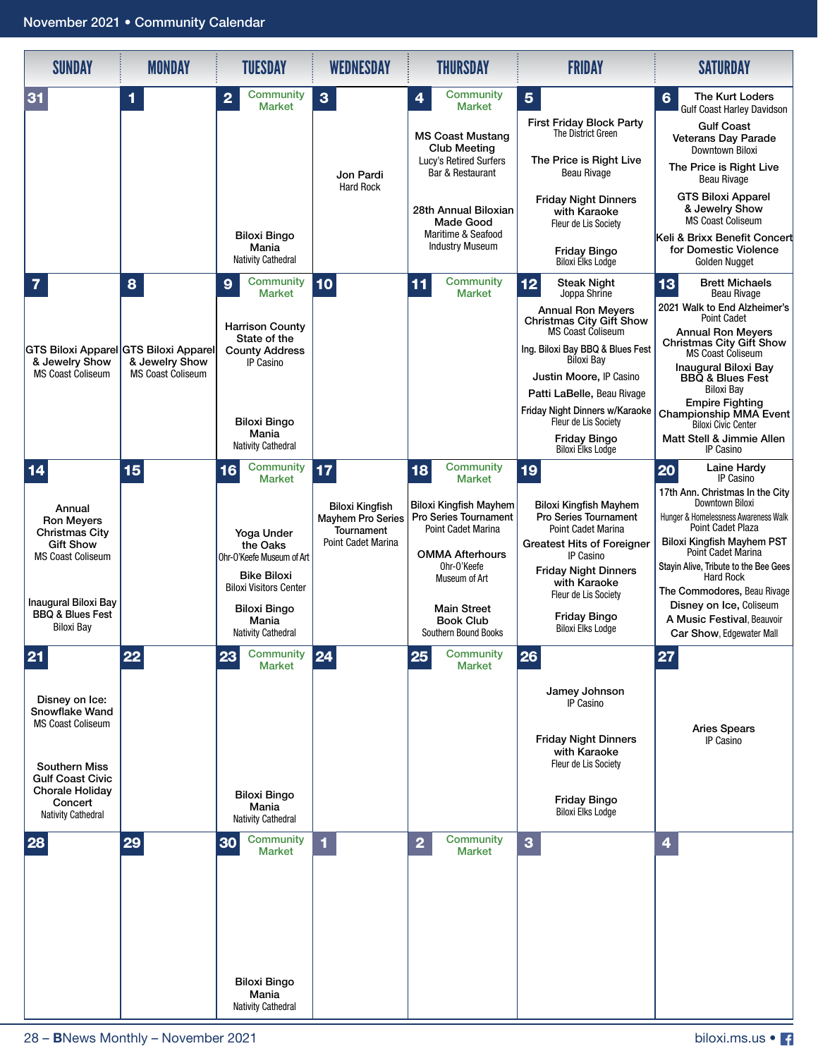# November 2021 • Community Calendar

| SUNDAY | MONDAY | TUESDAY | WEDNESDAY | THURSDAY | FRIDAY | SATURDAY |
|---|---|---|---|---|---|---|
| 31 | 1 | 2 Community Market<br><br>Biloxi Bingo Mania<br>Nativity Cathedral | 3<br><br>Jon Pardi<br>Hard Rock | 4 Community Market<br><br>MS Coast Mustang Club Meeting<br>Lucy's Retired Surfers Bar & Restaurant<br><br>28th Annual Biloxian Made Good<br>Maritime & Seafood Industry Museum | 5<br><br>First Friday Block Party<br>The District Green<br><br>The Price is Right Live<br>Beau Rivage<br><br>Friday Night Dinners with Karaoke<br>Fleur de Lis Society<br><br>Friday Bingo<br>Biloxi Elks Lodge | 6 The Kurt Loders<br>Gulf Coast Harley Davidson<br><br>Gulf Coast Veterans Day Parade<br>Downtown Biloxi<br><br>The Price is Right Live<br>Beau Rivage<br><br>GTS Biloxi Apparel & Jewelry Show<br>MS Coast Coliseum<br><br>Keli & Brixx Benefit Concert for Domestic Violence<br>Golden Nugget |
| 7<br><br>GTS Biloxi Apparel & Jewelry Show<br>MS Coast Coliseum | 8<br><br>GTS Biloxi Apparel & Jewelry Show<br>MS Coast Coliseum | 9 Community Market<br><br>Harrison County State of the County Address<br>IP Casino<br><br>Biloxi Bingo Mania<br>Nativity Cathedral | 10 | 11 Community Market | 12 Steak Night<br>Joppa Shrine<br><br>Annual Ron Meyers Christmas City Gift Show<br>MS Coast Coliseum<br><br>Ing. Biloxi Bay BBQ & Blues Fest<br>Biloxi Bay<br><br>Justin Moore, IP Casino<br><br>Patti LaBelle, Beau Rivage<br><br>Friday Night Dinners w/Karaoke<br>Fleur de Lis Society<br><br>Friday Bingo<br>Biloxi Elks Lodge | 13 Brett Michaels<br>Beau Rivage<br><br>2021 Walk to End Alzheimer's<br>Point Cadet<br><br>Annual Ron Meyers Christmas City Gift Show<br>MS Coast Coliseum<br><br>Inaugural Biloxi Bay BBQ & Blues Fest<br>Biloxi Bay<br><br>Empire Fighting Championship MMA Event<br>Biloxi Civic Center<br><br>Matt Stell & Jimmie Allen<br>IP Casino |
| 14<br><br>Annual Ron Meyers Christmas City Gift Show<br>MS Coast Coliseum<br><br>Inaugural Biloxi Bay BBQ & Blues Fest<br>Biloxi Bay | 15 | 16 Community Market<br><br>Yoga Under the Oaks<br>Ohr-O'Keefe Museum of Art<br><br>Bike Biloxi<br>Biloxi Visitors Center<br><br>Biloxi Bingo Mania<br>Nativity Cathedral | 17<br><br>Biloxi Kingfish Mayhem Pro Series Tournament<br>Point Cadet Marina | 18 Community Market<br><br>Biloxi Kingfish Mayhem Pro Series Tournament<br>Point Cadet Marina<br><br>OMMA Afterhours<br>Ohr-O'Keefe Museum of Art<br><br>Main Street Book Club<br>Southern Bound Books | 19<br><br>Biloxi Kingfish Mayhem Pro Series Tournament<br>Point Cadet Marina<br><br>Greatest Hits of Foreigner<br>IP Casino<br><br>Friday Night Dinners with Karaoke<br>Fleur de Lis Society<br><br>Friday Bingo<br>Biloxi Elks Lodge | 20 Laine Hardy<br>IP Casino<br><br>17th Ann. Christmas In the City<br>Downtown Biloxi<br><br>Hunger & Homelessness Awareness Walk<br>Point Cadet Plaza<br><br>Biloxi Kingfish Mayhem PST<br>Point Cadet Marina<br><br>Stayin Alive, Tribute to the Bee Gees<br>Hard Rock<br><br>The Commodores, Beau Rivage<br><br>Disney on Ice, Coliseum<br><br>A Music Festival, Beauvoir<br><br>Car Show, Edgewater Mall |
| 21<br><br>Disney on Ice: Snowflake Wand<br>MS Coast Coliseum<br><br>Southern Miss Gulf Coast Civic Chorale Holiday Concert<br>Nativity Cathedral | 22 | 23 Community Market<br><br>Biloxi Bingo Mania<br>Nativity Cathedral | 24 | 25 Community Market | 26<br><br>Jamey Johnson<br>IP Casino<br><br>Friday Night Dinners with Karaoke<br>Fleur de Lis Society<br><br>Friday Bingo<br>Biloxi Elks Lodge | 27<br><br>Aries Spears<br>IP Casino |
| 28 | 29 | 30 Community Market<br><br>Biloxi Bingo Mania<br>Nativity Cathedral | 1 | 2 Community Market | 3 | 4 |

biloxi.ms.us